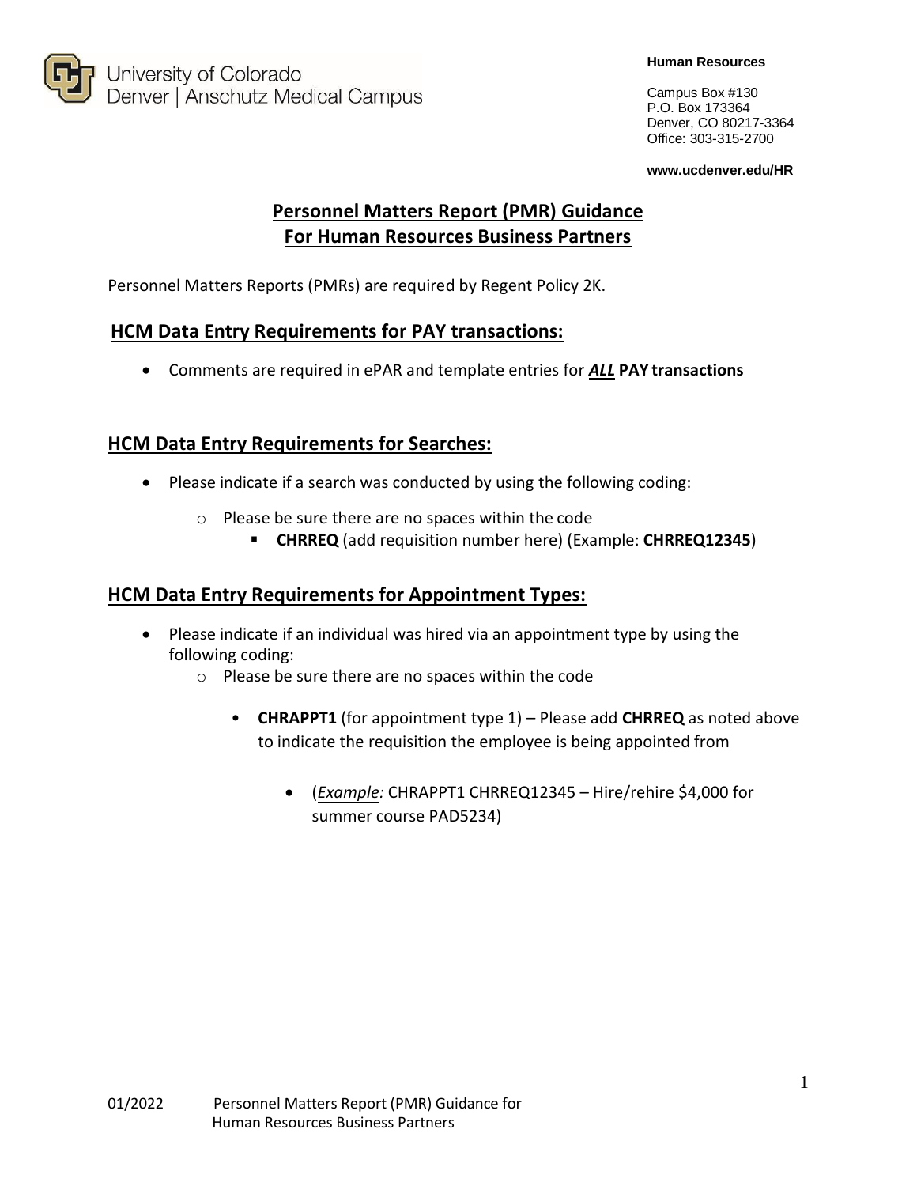University of Colorado
Denver | Anschutz Medical Campus

**Human Resources**

Campus Box #130
P.O. Box 173364
Denver, CO 80217-3364
Office: 303-315-2700

**www.ucdenver.edu/HR**

# Personnel Matters Report (PMR) Guidance For Human Resources Business Partners

Personnel Matters Reports (PMRs) are required by Regent Policy 2K.

## HCM Data Entry Requirements for PAY transactions:

- Comments are required in ePAR and template entries for ***ALL*** **PAY transactions**

## HCM Data Entry Requirements for Searches:

- Please indicate if a search was conducted by using the following coding:
  - Please be sure there are no spaces within the code
    - **CHRREQ** (add requisition number here) (Example: **CHRREQ12345**)

## HCM Data Entry Requirements for Appointment Types:

- Please indicate if an individual was hired via an appointment type by using the following coding:
  - Please be sure there are no spaces within the code
    - **CHRAPPT1** (for appointment type 1) – Please add **CHRREQ** as noted above to indicate the requisition the employee is being appointed from
      - (*Example:* CHRAPPT1 CHRREQ12345 – Hire/rehire $4,000 for summer course PAD5234)

01/2022 Personnel Matters Report (PMR) Guidance for Human Resources Business Partners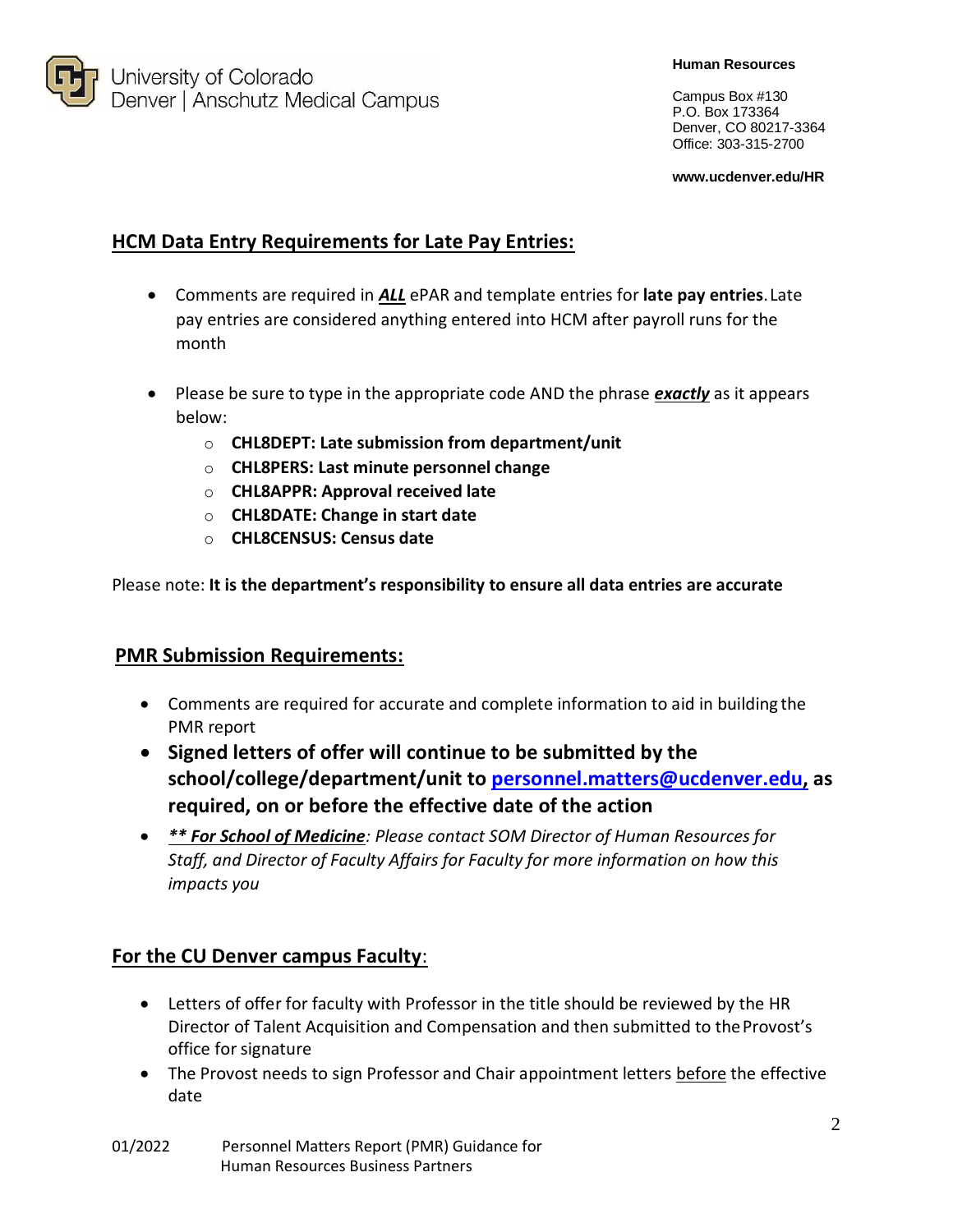## HCM Data Entry Requirements for Late Pay Entries:

- Comments are required in ***ALL*** ePAR and template entries for **late pay entries**. Late pay entries are considered anything entered into HCM after payroll runs for the month

- Please be sure to type in the appropriate code AND the phrase ***exactly*** as it appears below:
  - **CHL8DEPT: Late submission from department/unit**
  - **CHL8PERS: Last minute personnel change**
  - **CHL8APPR: Approval received late**
  - **CHL8DATE: Change in start date**
  - **CHL8CENSUS: Census date**

Please note: **It is the department's responsibility to ensure all data entries are accurate**

## PMR Submission Requirements:

- Comments are required for accurate and complete information to aid in building the PMR report
- **Signed letters of offer will continue to be submitted by the school/college/department/unit to personnel.matters@ucdenver.edu, as required, on or before the effective date of the action**
- ***\*\* For School of Medicine**: Please contact SOM Director of Human Resources for Staff, and Director of Faculty Affairs for Faculty for more information on how this impacts you*

## For the CU Denver campus Faculty:

- Letters of offer for faculty with Professor in the title should be reviewed by the HR Director of Talent Acquisition and Compensation and then submitted to the Provost's office for signature
- The Provost needs to sign Professor and Chair appointment letters before the effective date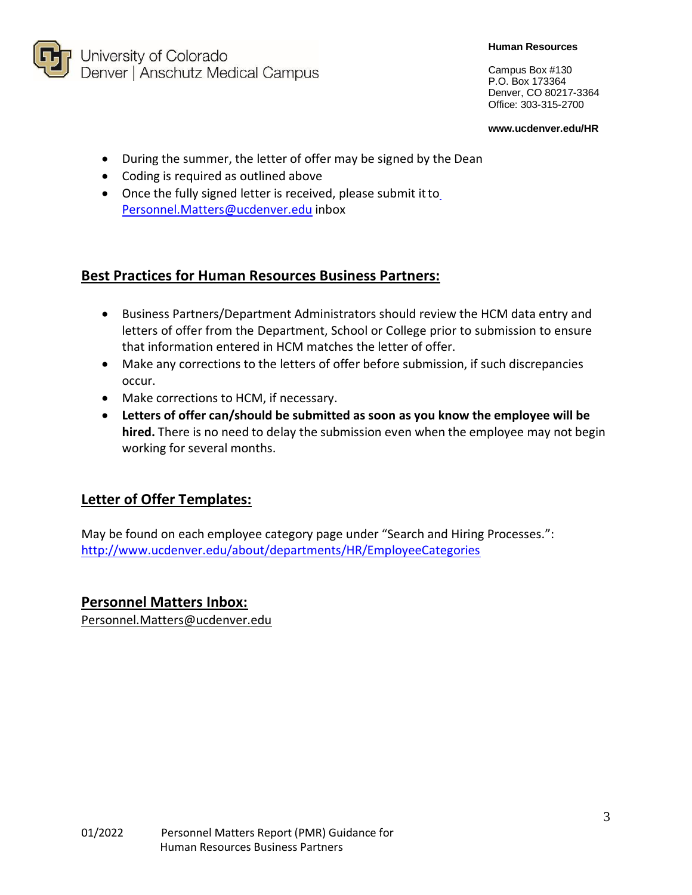- During the summer, the letter of offer may be signed by the Dean
- Coding is required as outlined above
- Once the fully signed letter is received, please submit it to Personnel.Matters@ucdenver.edu inbox

## Best Practices for Human Resources Business Partners:

- Business Partners/Department Administrators should review the HCM data entry and letters of offer from the Department, School or College prior to submission to ensure that information entered in HCM matches the letter of offer.
- Make any corrections to the letters of offer before submission, if such discrepancies occur.
- Make corrections to HCM, if necessary.
- **Letters of offer can/should be submitted as soon as you know the employee will be hired.** There is no need to delay the submission even when the employee may not begin working for several months.

## Letter of Offer Templates:

May be found on each employee category page under "Search and Hiring Processes.": http://www.ucdenver.edu/about/departments/HR/EmployeeCategories

## Personnel Matters Inbox:

Personnel.Matters@ucdenver.edu